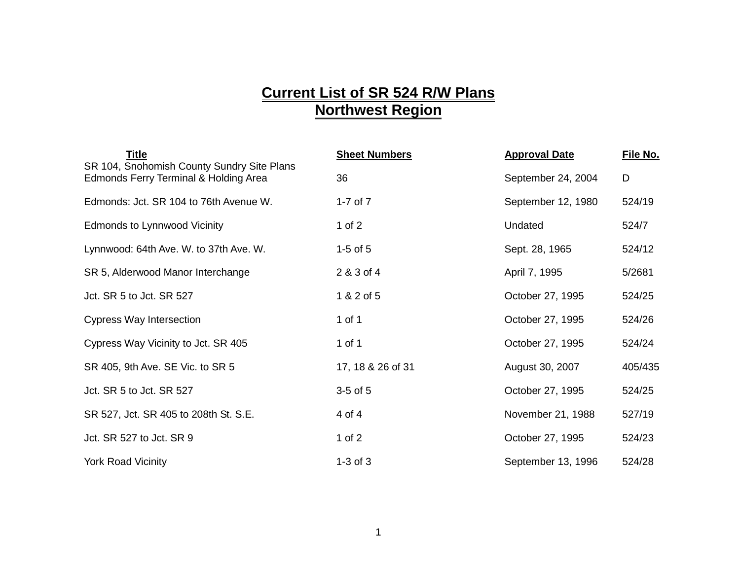# Current List of SR 524 R/W Plans
# Northwest Region

| Title | Sheet Numbers | Approval Date | File No. |
|---|---|---|---|
| SR 104, Snohomish County Sundry Site Plans Edmonds Ferry Terminal & Holding Area | 36 | September 24, 2004 | D |
| Edmonds: Jct. SR 104 to 76th Avenue W. | 1-7 of 7 | September 12, 1980 | 524/19 |
| Edmonds to Lynnwood Vicinity | 1 of 2 | Undated | 524/7 |
| Lynnwood: 64th Ave. W. to 37th Ave. W. | 1-5 of 5 | Sept. 28, 1965 | 524/12 |
| SR 5, Alderwood Manor Interchange | 2 & 3 of 4 | April 7, 1995 | 5/2681 |
| Jct. SR 5 to Jct. SR 527 | 1 & 2 of 5 | October 27, 1995 | 524/25 |
| Cypress Way Intersection | 1 of 1 | October 27, 1995 | 524/26 |
| Cypress Way Vicinity to Jct. SR 405 | 1 of 1 | October 27, 1995 | 524/24 |
| SR 405, 9th Ave. SE Vic. to SR 5 | 17, 18 & 26 of 31 | August 30, 2007 | 405/435 |
| Jct. SR 5 to Jct. SR 527 | 3-5 of 5 | October 27, 1995 | 524/25 |
| SR 527, Jct. SR 405 to 208th St. S.E. | 4 of 4 | November 21, 1988 | 527/19 |
| Jct. SR 527 to Jct. SR 9 | 1 of 2 | October 27, 1995 | 524/23 |
| York Road Vicinity | 1-3 of 3 | September 13, 1996 | 524/28 |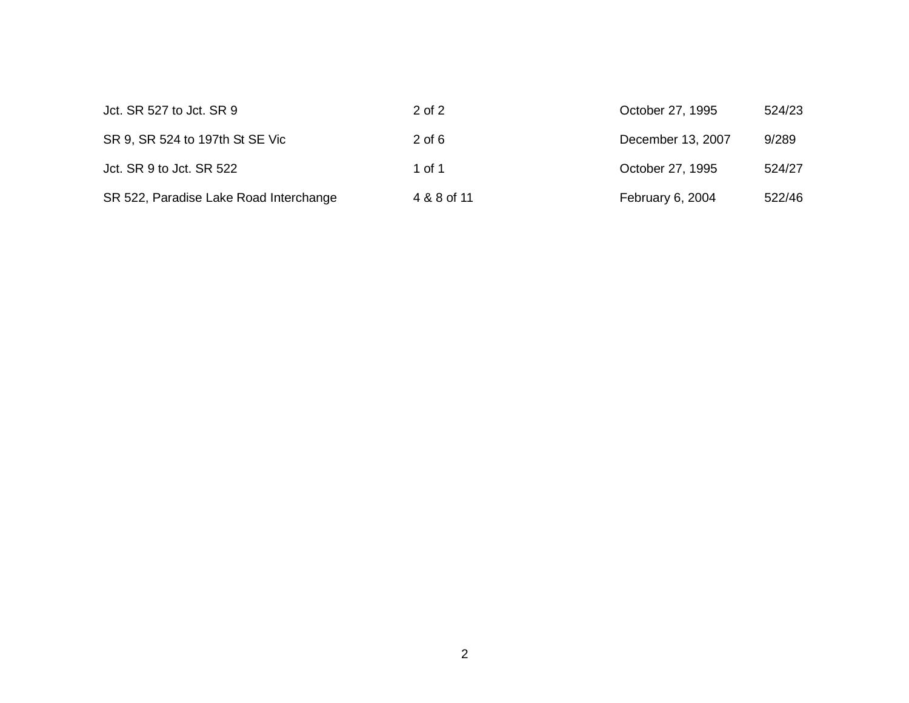| | | | |
|---|---|---|---|
| Jct. SR 527 to Jct. SR 9 | 2 of 2 | October 27, 1995 | 524/23 |
| SR 9, SR 524 to 197th St SE Vic | 2 of 6 | December 13, 2007 | 9/289 |
| Jct. SR 9 to Jct. SR 522 | 1 of 1 | October 27, 1995 | 524/27 |
| SR 522, Paradise Lake Road Interchange | 4 & 8 of 11 | February 6, 2004 | 522/46 |